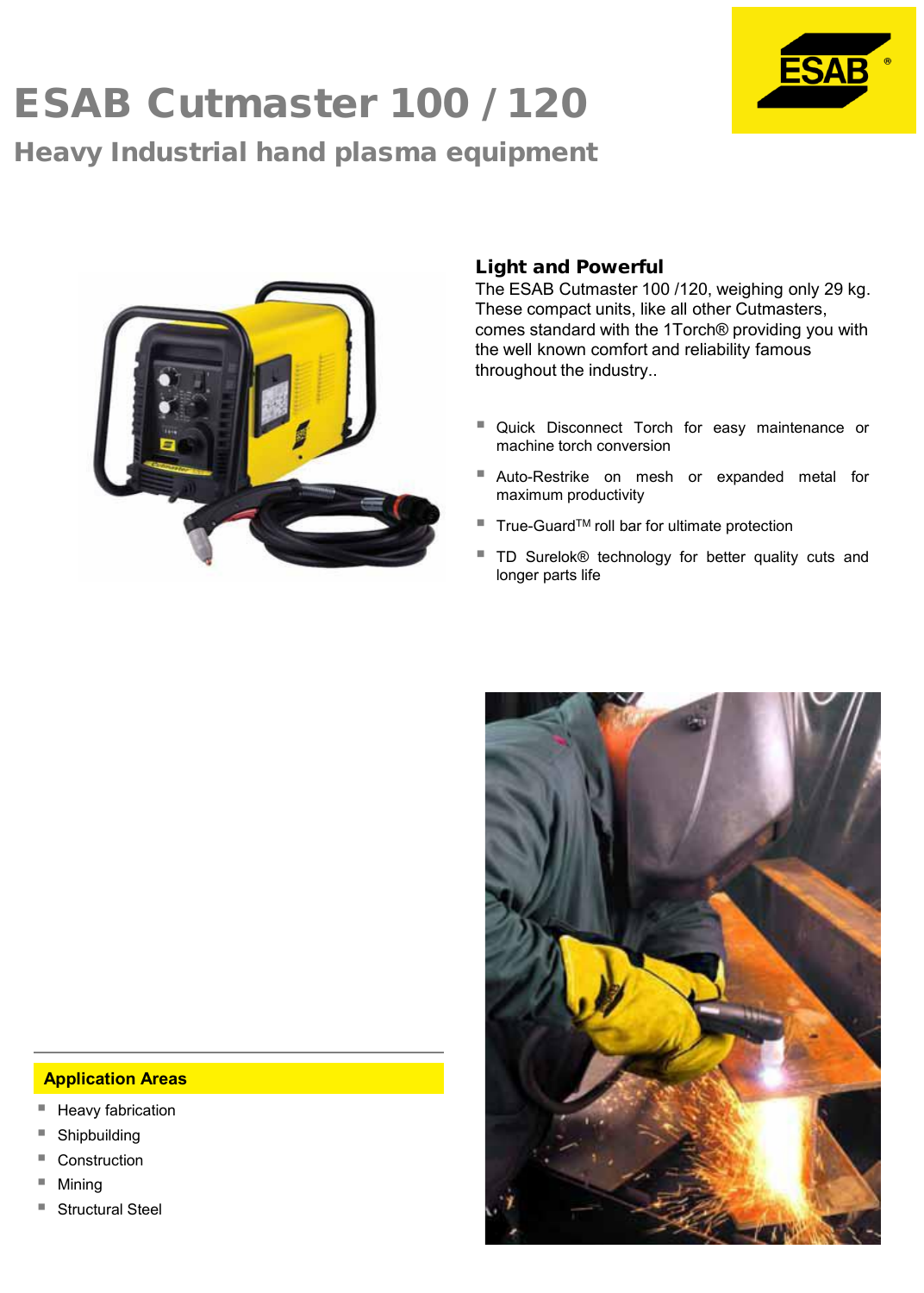# ESAB Cutmaster 100 / 120

## Heavy Industrial hand plasma equipment

### Light and Powerful

The ESAB Cutmaster 100 /120, weighing only 29 kg. These compact units, like all other Cutmasters, comes standard with the 1Torch® providing you with the well known comfort and reliability famous throughout the industry..

- Quick Disconnect Torch for easy maintenance or machine torch conversion
- Auto-Restrike on mesh or expanded metal for maximum productivity
- True-Guard™ roll bar for ultimate protection
- TD Surelok® technology for better quality cuts and longer parts life

### Application Areas

- Heavy fabrication
- Shipbuilding
- Construction
- Mining
- Structural Steel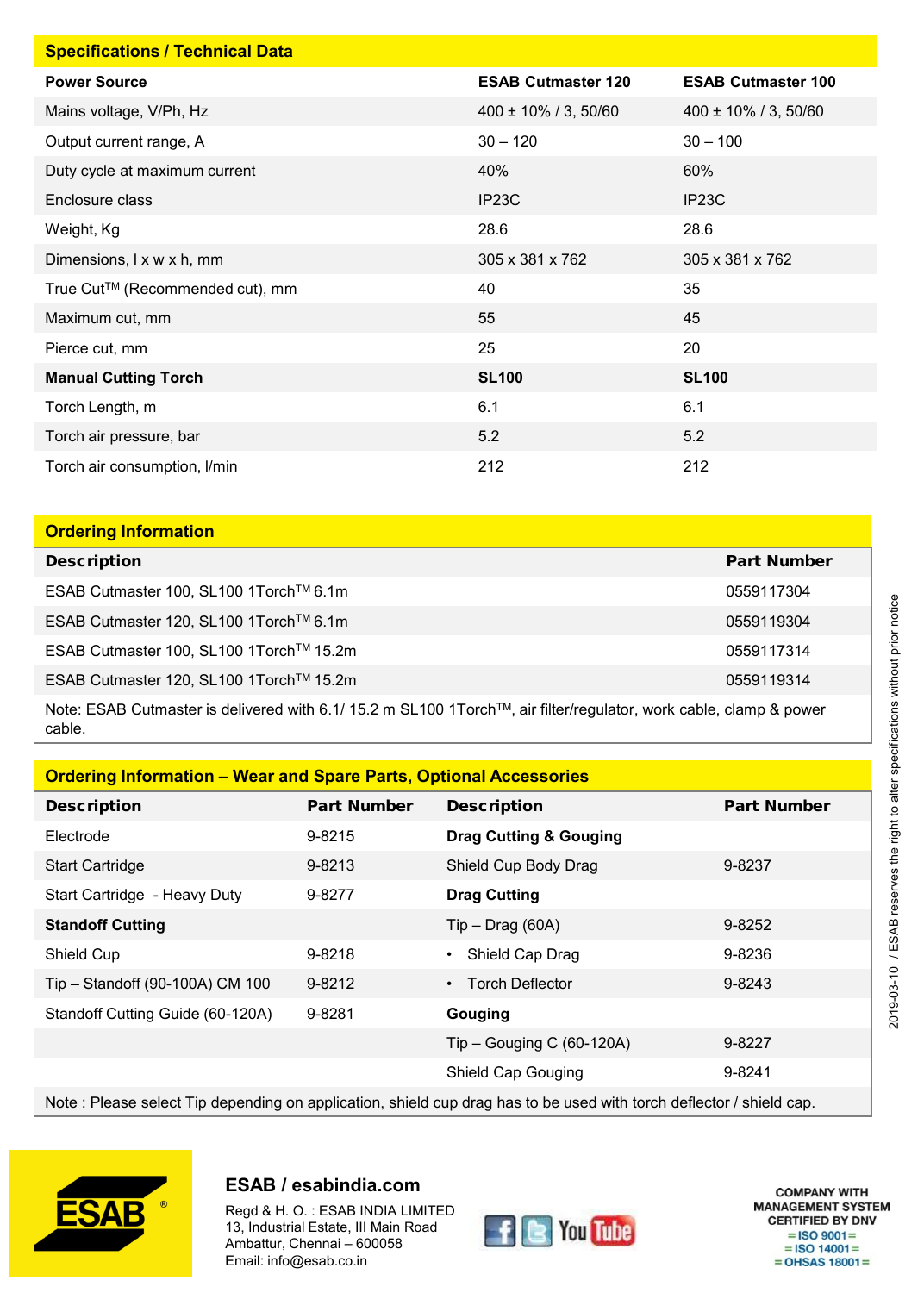## Specifications / Technical Data

| Power Source | ESAB Cutmaster 120 | ESAB Cutmaster 100 |
|---|---|---|
| Mains voltage, V/Ph, Hz | 400 ± 10% / 3, 50/60 | 400 ± 10% / 3, 50/60 |
| Output current range, A | 30 – 120 | 30 – 100 |
| Duty cycle at maximum current | 40% | 60% |
| Enclosure class | IP23C | IP23C |
| Weight, Kg | 28.6 | 28.6 |
| Dimensions, l x w x h, mm | 305 x 381 x 762 | 305 x 381 x 762 |
| True Cut™ (Recommended cut), mm | 40 | 35 |
| Maximum cut, mm | 55 | 45 |
| Pierce cut, mm | 25 | 20 |
| **Manual Cutting Torch** | **SL100** | **SL100** |
| Torch Length, m | 6.1 | 6.1 |
| Torch air pressure, bar | 5.2 | 5.2 |
| Torch air consumption, l/min | 212 | 212 |

## Ordering Information

| Description | Part Number |
|---|---|
| ESAB Cutmaster 100, SL100 1Torch™ 6.1m | 0559117304 |
| ESAB Cutmaster 120, SL100 1Torch™ 6.1m | 0559119304 |
| ESAB Cutmaster 100, SL100 1Torch™ 15.2m | 0559117314 |
| ESAB Cutmaster 120, SL100 1Torch™ 15.2m | 0559119314 |

Note: ESAB Cutmaster is delivered with 6.1/ 15.2 m SL100 1Torch™, air filter/regulator, work cable, clamp & power cable.

## Ordering Information – Wear and Spare Parts, Optional Accessories

| Description | Part Number | Description | Part Number |
|---|---|---|---|
| Electrode | 9-8215 | **Drag Cutting & Gouging** | |
| Start Cartridge | 9-8213 | Shield Cup Body Drag | 9-8237 |
| Start Cartridge - Heavy Duty | 9-8277 | **Drag Cutting** | |
| **Standoff Cutting** | | Tip – Drag (60A) | 9-8252 |
| Shield Cup | 9-8218 | • Shield Cap Drag | 9-8236 |
| Tip – Standoff (90-100A) CM 100 | 9-8212 | • Torch Deflector | 9-8243 |
| Standoff Cutting Guide (60-120A) | 9-8281 | **Gouging** | |
| | | Tip – Gouging C (60-120A) | 9-8227 |
| | | Shield Cap Gouging | 9-8241 |

Note : Please select Tip depending on application, shield cup drag has to be used with torch deflector / shield cap.

2019-03-10 / ESAB reserves the right to alter specifications without prior notice

**ESAB / esabindia.com**

Regd & H. O. : ESAB INDIA LIMITED
13, Industrial Estate, III Main Road
Ambattur, Chennai – 600058
Email: info@esab.co.in

COMPANY WITH MANAGEMENT SYSTEM CERTIFIED BY DNV
= ISO 9001 =
= ISO 14001 =
= OHSAS 18001 =